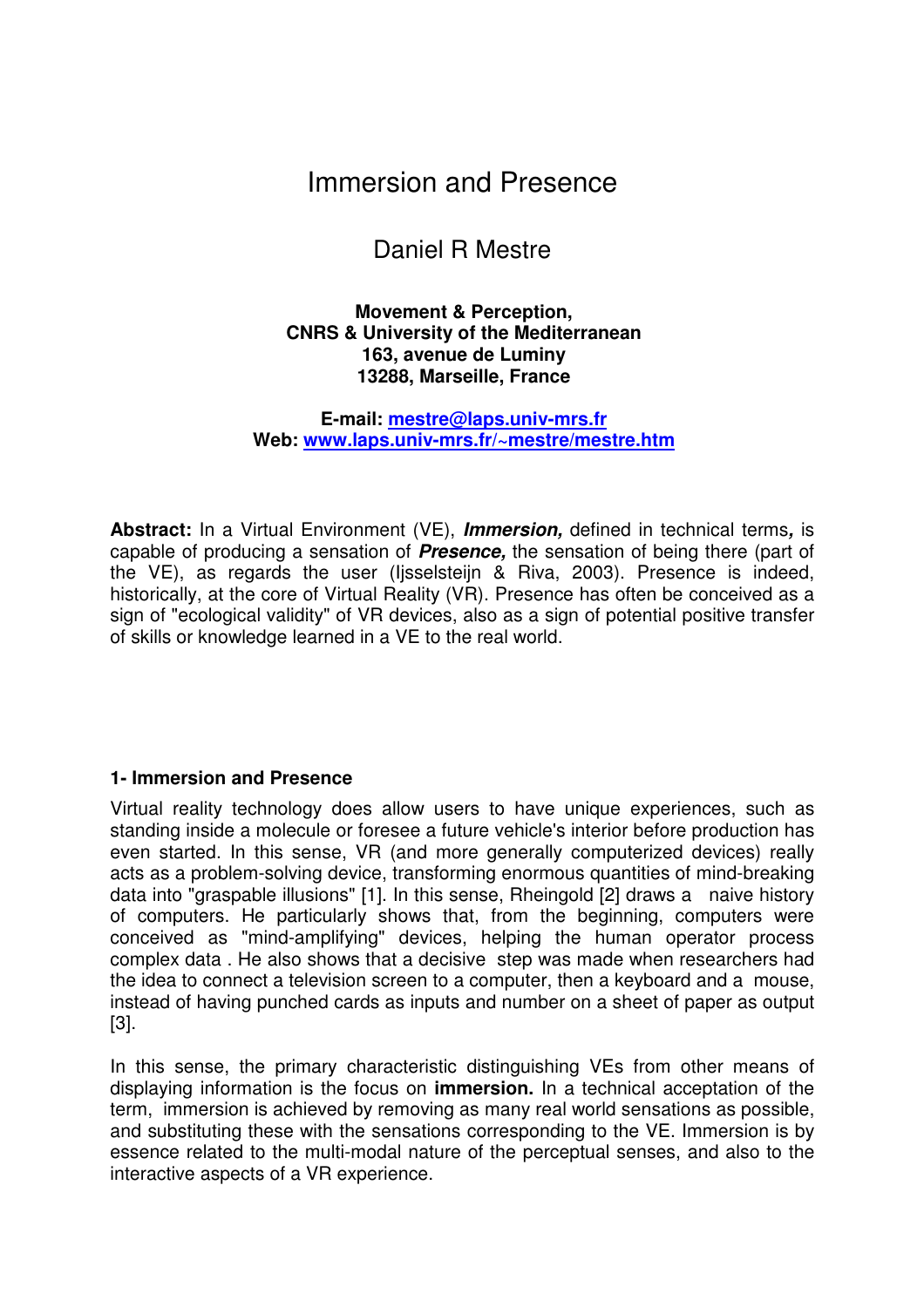# Immersion and Presence

## Daniel R Mestre

**Movement & Perception,**
**CNRS & University of the Mediterranean**
**163, avenue de Luminy**
**13288, Marseille, France**

**E-mail: mestre@laps.univ-mrs.fr**
**Web: www.laps.univ-mrs.fr/~mestre/mestre.htm**

**Abstract:** In a Virtual Environment (VE), ***Immersion,*** defined in technical terms***,*** is capable of producing a sensation of ***Presence,*** the sensation of being there (part of the VE), as regards the user (Ijsselsteijn & Riva, 2003). Presence is indeed, historically, at the core of Virtual Reality (VR). Presence has often be conceived as a sign of "ecological validity" of VR devices, also as a sign of potential positive transfer of skills or knowledge learned in a VE to the real world.

### 1- Immersion and Presence

Virtual reality technology does allow users to have unique experiences, such as standing inside a molecule or foresee a future vehicle's interior before production has even started. In this sense, VR (and more generally computerized devices) really acts as a problem-solving device, transforming enormous quantities of mind-breaking data into "graspable illusions" [1]. In this sense, Rheingold [2] draws a naive history of computers. He particularly shows that, from the beginning, computers were conceived as "mind-amplifying" devices, helping the human operator process complex data . He also shows that a decisive step was made when researchers had the idea to connect a television screen to a computer, then a keyboard and a mouse, instead of having punched cards as inputs and number on a sheet of paper as output [3].

In this sense, the primary characteristic distinguishing VEs from other means of displaying information is the focus on **immersion.** In a technical acceptation of the term, immersion is achieved by removing as many real world sensations as possible, and substituting these with the sensations corresponding to the VE. Immersion is by essence related to the multi-modal nature of the perceptual senses, and also to the interactive aspects of a VR experience.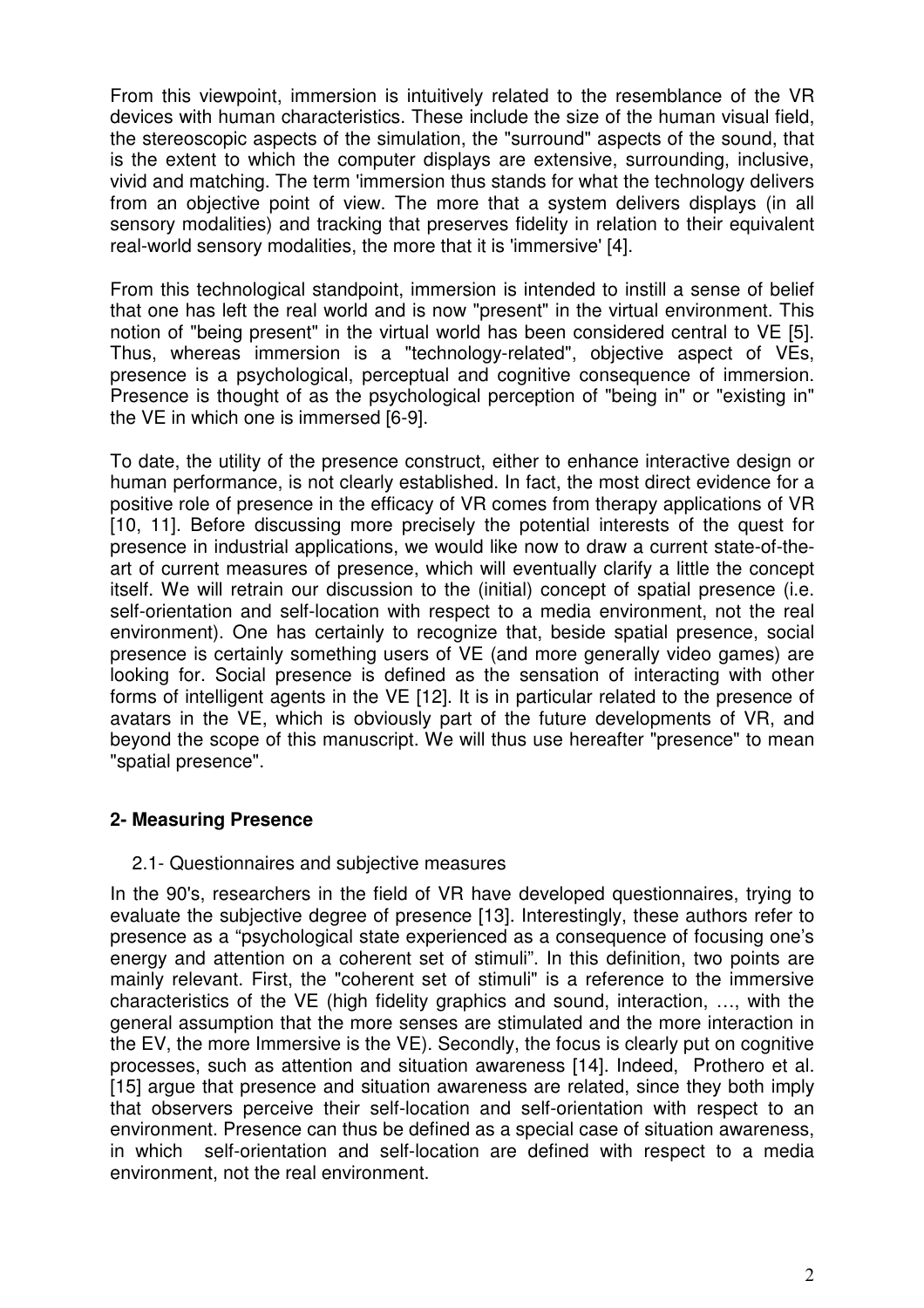From this viewpoint, immersion is intuitively related to the resemblance of the VR devices with human characteristics. These include the size of the human visual field, the stereoscopic aspects of the simulation, the "surround" aspects of the sound, that is the extent to which the computer displays are extensive, surrounding, inclusive, vivid and matching. The term 'immersion thus stands for what the technology delivers from an objective point of view. The more that a system delivers displays (in all sensory modalities) and tracking that preserves fidelity in relation to their equivalent real-world sensory modalities, the more that it is 'immersive' [4].

From this technological standpoint, immersion is intended to instill a sense of belief that one has left the real world and is now "present" in the virtual environment. This notion of "being present" in the virtual world has been considered central to VE [5]. Thus, whereas immersion is a "technology-related", objective aspect of VEs, presence is a psychological, perceptual and cognitive consequence of immersion. Presence is thought of as the psychological perception of "being in" or "existing in" the VE in which one is immersed [6-9].

To date, the utility of the presence construct, either to enhance interactive design or human performance, is not clearly established. In fact, the most direct evidence for a positive role of presence in the efficacy of VR comes from therapy applications of VR [10, 11]. Before discussing more precisely the potential interests of the quest for presence in industrial applications, we would like now to draw a current state-of-the-art of current measures of presence, which will eventually clarify a little the concept itself. We will retrain our discussion to the (initial) concept of spatial presence (i.e. self-orientation and self-location with respect to a media environment, not the real environment). One has certainly to recognize that, beside spatial presence, social presence is certainly something users of VE (and more generally video games) are looking for. Social presence is defined as the sensation of interacting with other forms of intelligent agents in the VE [12]. It is in particular related to the presence of avatars in the VE, which is obviously part of the future developments of VR, and beyond the scope of this manuscript. We will thus use hereafter "presence" to mean "spatial presence".

## 2- Measuring Presence

### 2.1- Questionnaires and subjective measures

In the 90's, researchers in the field of VR have developed questionnaires, trying to evaluate the subjective degree of presence [13]. Interestingly, these authors refer to presence as a "psychological state experienced as a consequence of focusing one's energy and attention on a coherent set of stimuli". In this definition, two points are mainly relevant. First, the "coherent set of stimuli" is a reference to the immersive characteristics of the VE (high fidelity graphics and sound, interaction, …, with the general assumption that the more senses are stimulated and the more interaction in the EV, the more Immersive is the VE). Secondly, the focus is clearly put on cognitive processes, such as attention and situation awareness [14]. Indeed, Prothero et al. [15] argue that presence and situation awareness are related, since they both imply that observers perceive their self-location and self-orientation with respect to an environment. Presence can thus be defined as a special case of situation awareness, in which self-orientation and self-location are defined with respect to a media environment, not the real environment.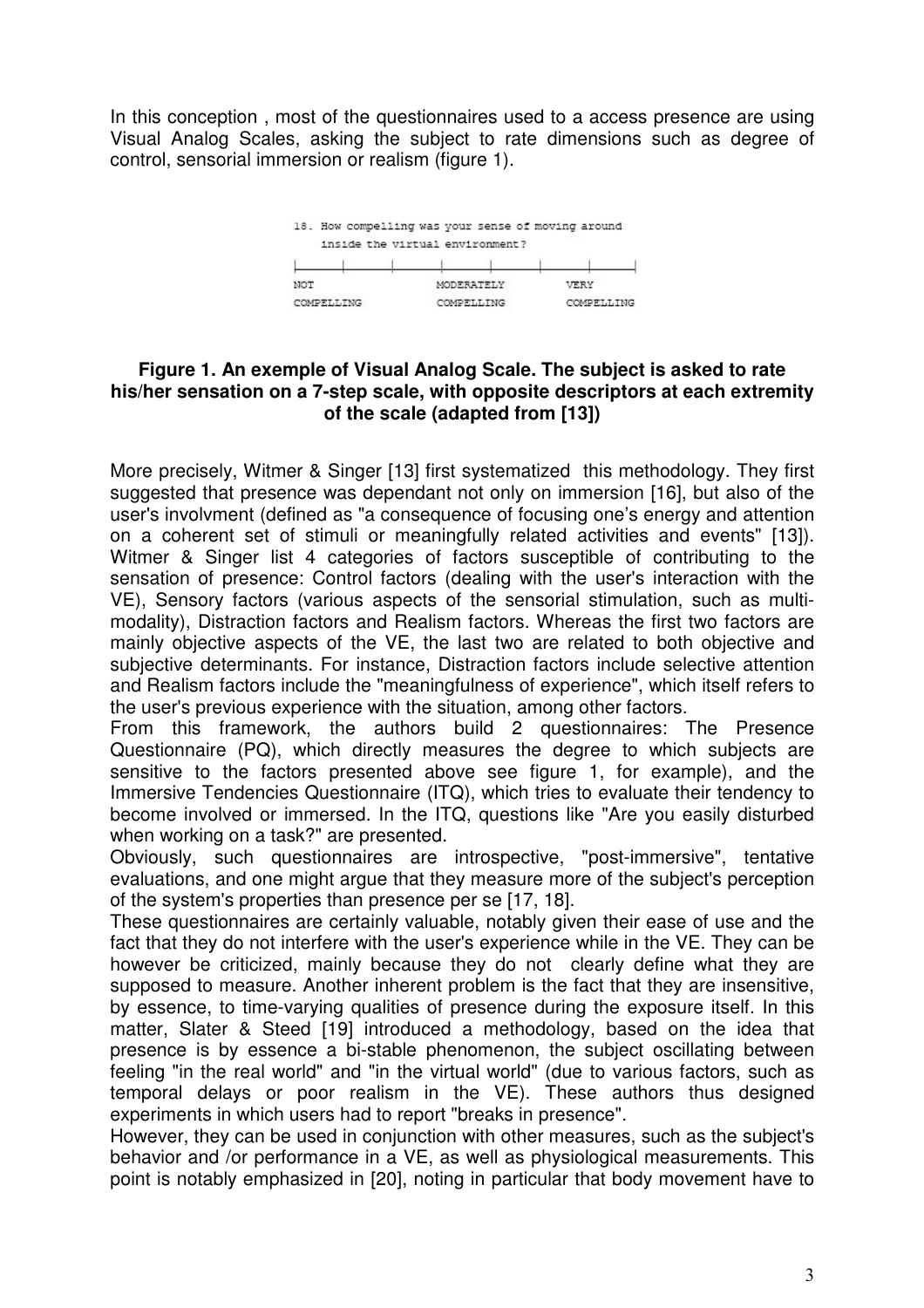In this conception , most of the questionnaires used to a access presence are using Visual Analog Scales, asking the subject to rate dimensions such as degree of control, sensorial immersion or realism (figure 1).

18. How compelling was your sense of moving around inside the virtual environment?

| NOT COMPELLING | MODERATELY COMPELLING | VERY COMPELLING |
|---|---|---|

**Figure 1. An exemple of Visual Analog Scale. The subject is asked to rate his/her sensation on a 7-step scale, with opposite descriptors at each extremity of the scale (adapted from [13])**

More precisely, Witmer & Singer [13] first systematized this methodology. They first suggested that presence was dependant not only on immersion [16], but also of the user's involvment (defined as "a consequence of focusing one's energy and attention on a coherent set of stimuli or meaningfully related activities and events" [13]). Witmer & Singer list 4 categories of factors susceptible of contributing to the sensation of presence: Control factors (dealing with the user's interaction with the VE), Sensory factors (various aspects of the sensorial stimulation, such as multi-modality), Distraction factors and Realism factors. Whereas the first two factors are mainly objective aspects of the VE, the last two are related to both objective and subjective determinants. For instance, Distraction factors include selective attention and Realism factors include the "meaningfulness of experience", which itself refers to the user's previous experience with the situation, among other factors.

From this framework, the authors build 2 questionnaires: The Presence Questionnaire (PQ), which directly measures the degree to which subjects are sensitive to the factors presented above see figure 1, for example), and the Immersive Tendencies Questionnaire (ITQ), which tries to evaluate their tendency to become involved or immersed. In the ITQ, questions like "Are you easily disturbed when working on a task?" are presented.

Obviously, such questionnaires are introspective, "post-immersive", tentative evaluations, and one might argue that they measure more of the subject's perception of the system's properties than presence per se [17, 18].

These questionnaires are certainly valuable, notably given their ease of use and the fact that they do not interfere with the user's experience while in the VE. They can be however be criticized, mainly because they do not clearly define what they are supposed to measure. Another inherent problem is the fact that they are insensitive, by essence, to time-varying qualities of presence during the exposure itself. In this matter, Slater & Steed [19] introduced a methodology, based on the idea that presence is by essence a bi-stable phenomenon, the subject oscillating between feeling "in the real world" and "in the virtual world" (due to various factors, such as temporal delays or poor realism in the VE). These authors thus designed experiments in which users had to report "breaks in presence".

However, they can be used in conjunction with other measures, such as the subject's behavior and /or performance in a VE, as well as physiological measurements. This point is notably emphasized in [20], noting in particular that body movement have to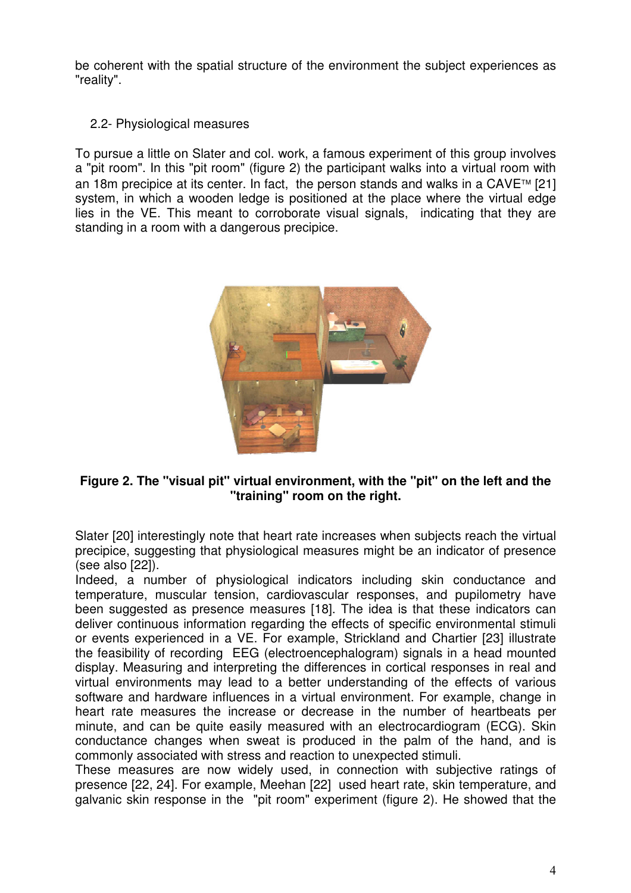be coherent with the spatial structure of the environment the subject experiences as "reality".

## 2.2- Physiological measures

To pursue a little on Slater and col. work, a famous experiment of this group involves a "pit room". In this "pit room" (figure 2) the participant walks into a virtual room with an 18m precipice at its center. In fact, the person stands and walks in a CAVE™ [21] system, in which a wooden ledge is positioned at the place where the virtual edge lies in the VE. This meant to corroborate visual signals, indicating that they are standing in a room with a dangerous precipice.

**Figure 2. The "visual pit" virtual environment, with the "pit" on the left and the "training" room on the right.**

Slater [20] interestingly note that heart rate increases when subjects reach the virtual precipice, suggesting that physiological measures might be an indicator of presence (see also [22]).

Indeed, a number of physiological indicators including skin conductance and temperature, muscular tension, cardiovascular responses, and pupilometry have been suggested as presence measures [18]. The idea is that these indicators can deliver continuous information regarding the effects of specific environmental stimuli or events experienced in a VE. For example, Strickland and Chartier [23] illustrate the feasibility of recording EEG (electroencephalogram) signals in a head mounted display. Measuring and interpreting the differences in cortical responses in real and virtual environments may lead to a better understanding of the effects of various software and hardware influences in a virtual environment. For example, change in heart rate measures the increase or decrease in the number of heartbeats per minute, and can be quite easily measured with an electrocardiogram (ECG). Skin conductance changes when sweat is produced in the palm of the hand, and is commonly associated with stress and reaction to unexpected stimuli.

These measures are now widely used, in connection with subjective ratings of presence [22, 24]. For example, Meehan [22] used heart rate, skin temperature, and galvanic skin response in the "pit room" experiment (figure 2). He showed that the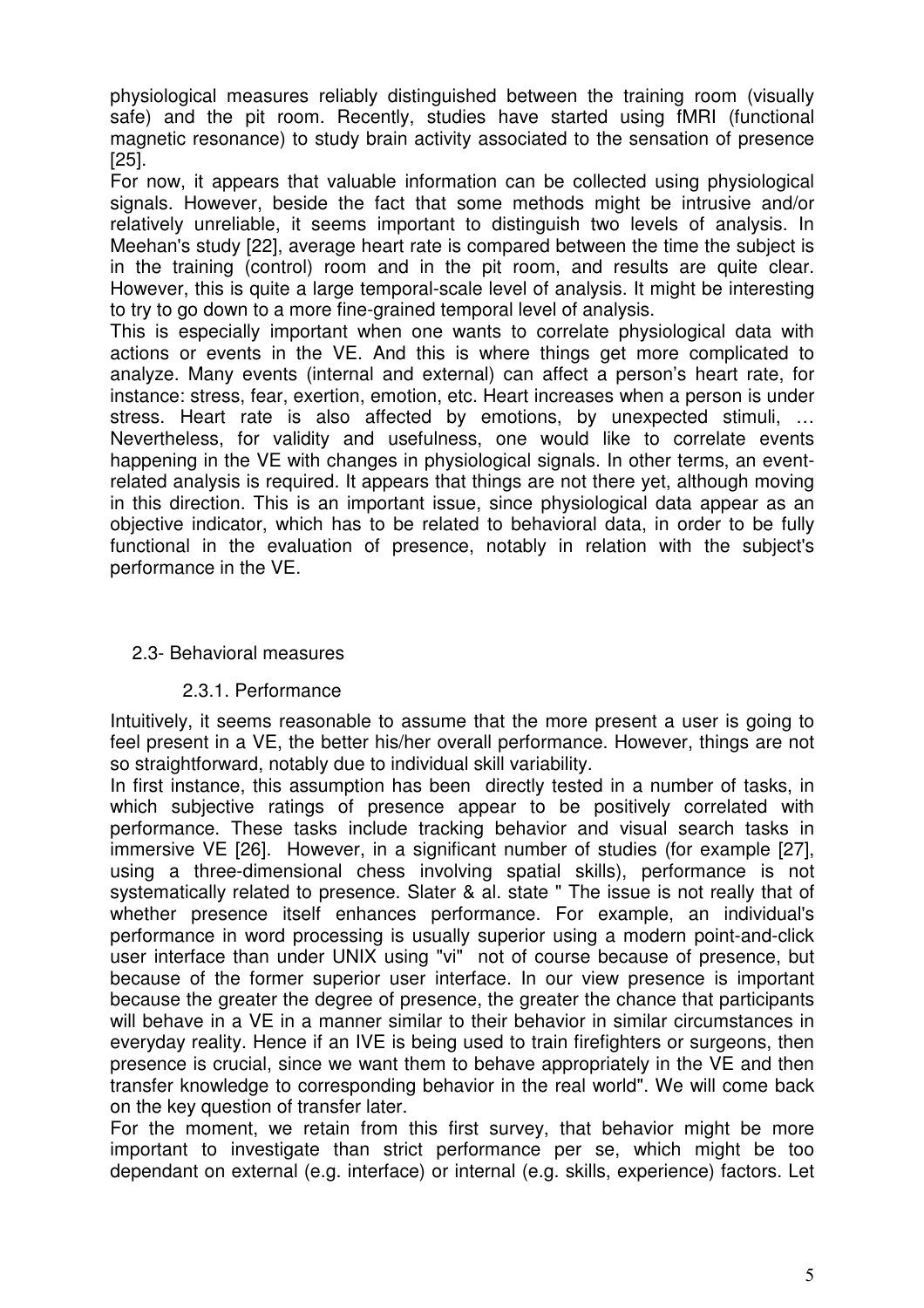physiological measures reliably distinguished between the training room (visually safe) and the pit room. Recently, studies have started using fMRI (functional magnetic resonance) to study brain activity associated to the sensation of presence [25].

For now, it appears that valuable information can be collected using physiological signals. However, beside the fact that some methods might be intrusive and/or relatively unreliable, it seems important to distinguish two levels of analysis. In Meehan's study [22], average heart rate is compared between the time the subject is in the training (control) room and in the pit room, and results are quite clear. However, this is quite a large temporal-scale level of analysis. It might be interesting to try to go down to a more fine-grained temporal level of analysis.

This is especially important when one wants to correlate physiological data with actions or events in the VE. And this is where things get more complicated to analyze. Many events (internal and external) can affect a person's heart rate, for instance: stress, fear, exertion, emotion, etc. Heart increases when a person is under stress. Heart rate is also affected by emotions, by unexpected stimuli, … Nevertheless, for validity and usefulness, one would like to correlate events happening in the VE with changes in physiological signals. In other terms, an event-related analysis is required. It appears that things are not there yet, although moving in this direction. This is an important issue, since physiological data appear as an objective indicator, which has to be related to behavioral data, in order to be fully functional in the evaluation of presence, notably in relation with the subject's performance in the VE.

## 2.3- Behavioral measures

### 2.3.1. Performance

Intuitively, it seems reasonable to assume that the more present a user is going to feel present in a VE, the better his/her overall performance. However, things are not so straightforward, notably due to individual skill variability.

In first instance, this assumption has been directly tested in a number of tasks, in which subjective ratings of presence appear to be positively correlated with performance. These tasks include tracking behavior and visual search tasks in immersive VE [26]. However, in a significant number of studies (for example [27], using a three-dimensional chess involving spatial skills), performance is not systematically related to presence. Slater & al. state " The issue is not really that of whether presence itself enhances performance. For example, an individual's performance in word processing is usually superior using a modern point-and-click user interface than under UNIX using "vi" not of course because of presence, but because of the former superior user interface. In our view presence is important because the greater the degree of presence, the greater the chance that participants will behave in a VE in a manner similar to their behavior in similar circumstances in everyday reality. Hence if an IVE is being used to train firefighters or surgeons, then presence is crucial, since we want them to behave appropriately in the VE and then transfer knowledge to corresponding behavior in the real world". We will come back on the key question of transfer later.

For the moment, we retain from this first survey, that behavior might be more important to investigate than strict performance per se, which might be too dependant on external (e.g. interface) or internal (e.g. skills, experience) factors. Let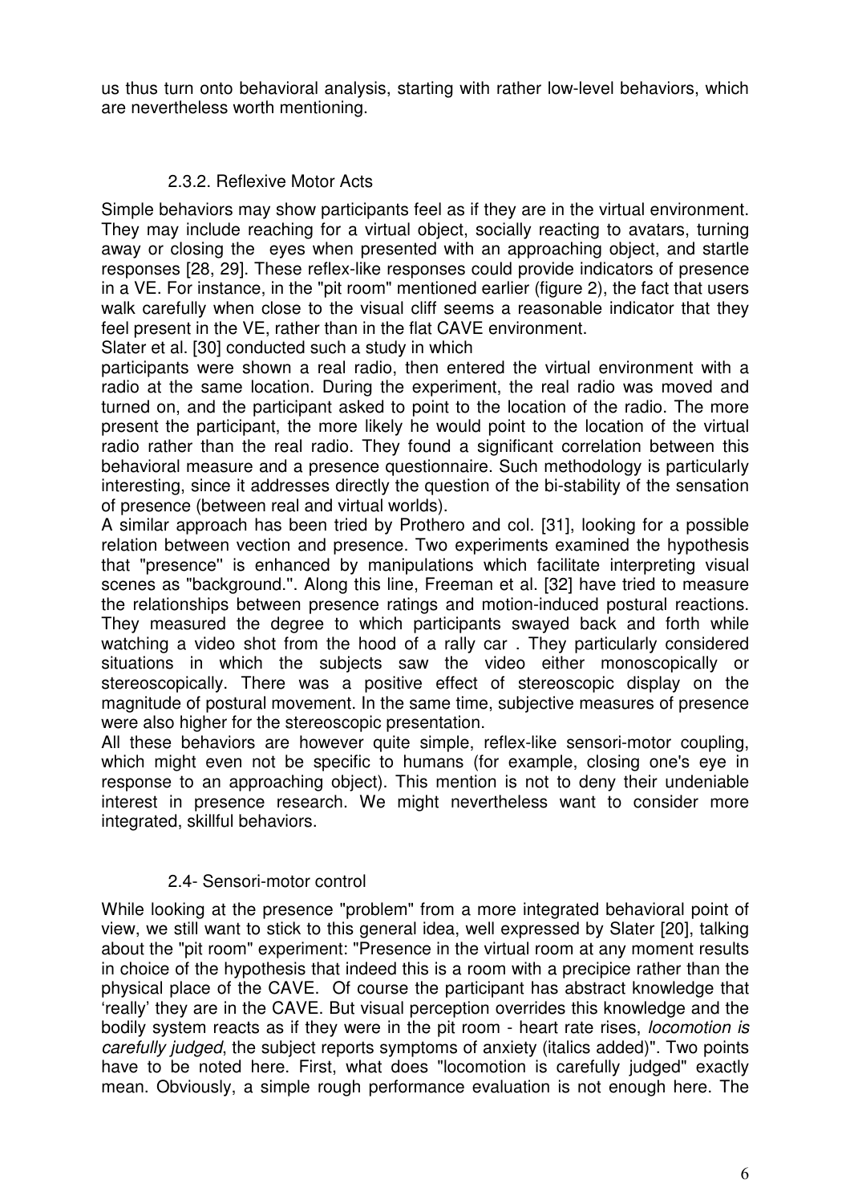us thus turn onto behavioral analysis, starting with rather low-level behaviors, which are nevertheless worth mentioning.

### 2.3.2. Reflexive Motor Acts

Simple behaviors may show participants feel as if they are in the virtual environment. They may include reaching for a virtual object, socially reacting to avatars, turning away or closing the eyes when presented with an approaching object, and startle responses [28, 29]. These reflex-like responses could provide indicators of presence in a VE. For instance, in the "pit room" mentioned earlier (figure 2), the fact that users walk carefully when close to the visual cliff seems a reasonable indicator that they feel present in the VE, rather than in the flat CAVE environment.

Slater et al. [30] conducted such a study in which participants were shown a real radio, then entered the virtual environment with a radio at the same location. During the experiment, the real radio was moved and turned on, and the participant asked to point to the location of the radio. The more present the participant, the more likely he would point to the location of the virtual radio rather than the real radio. They found a significant correlation between this behavioral measure and a presence questionnaire. Such methodology is particularly interesting, since it addresses directly the question of the bi-stability of the sensation of presence (between real and virtual worlds).

A similar approach has been tried by Prothero and col. [31], looking for a possible relation between vection and presence. Two experiments examined the hypothesis that "presence" is enhanced by manipulations which facilitate interpreting visual scenes as "background.". Along this line, Freeman et al. [32] have tried to measure the relationships between presence ratings and motion-induced postural reactions. They measured the degree to which participants swayed back and forth while watching a video shot from the hood of a rally car . They particularly considered situations in which the subjects saw the video either monoscopically or stereoscopically. There was a positive effect of stereoscopic display on the magnitude of postural movement. In the same time, subjective measures of presence were also higher for the stereoscopic presentation.

All these behaviors are however quite simple, reflex-like sensori-motor coupling, which might even not be specific to humans (for example, closing one's eye in response to an approaching object). This mention is not to deny their undeniable interest in presence research. We might nevertheless want to consider more integrated, skillful behaviors.

## 2.4- Sensori-motor control

While looking at the presence "problem" from a more integrated behavioral point of view, we still want to stick to this general idea, well expressed by Slater [20], talking about the "pit room" experiment: "Presence in the virtual room at any moment results in choice of the hypothesis that indeed this is a room with a precipice rather than the physical place of the CAVE. Of course the participant has abstract knowledge that 'really' they are in the CAVE. But visual perception overrides this knowledge and the bodily system reacts as if they were in the pit room - heart rate rises, *locomotion is carefully judged*, the subject reports symptoms of anxiety (italics added)". Two points have to be noted here. First, what does "locomotion is carefully judged" exactly mean. Obviously, a simple rough performance evaluation is not enough here. The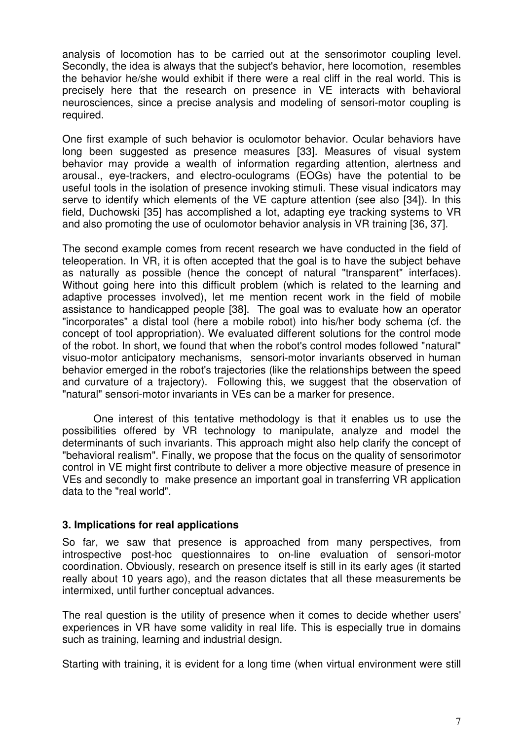analysis of locomotion has to be carried out at the sensorimotor coupling level. Secondly, the idea is always that the subject's behavior, here locomotion, resembles the behavior he/she would exhibit if there were a real cliff in the real world. This is precisely here that the research on presence in VE interacts with behavioral neurosciences, since a precise analysis and modeling of sensori-motor coupling is required.

One first example of such behavior is oculomotor behavior. Ocular behaviors have long been suggested as presence measures [33]. Measures of visual system behavior may provide a wealth of information regarding attention, alertness and arousal., eye-trackers, and electro-oculograms (EOGs) have the potential to be useful tools in the isolation of presence invoking stimuli. These visual indicators may serve to identify which elements of the VE capture attention (see also [34]). In this field, Duchowski [35] has accomplished a lot, adapting eye tracking systems to VR and also promoting the use of oculomotor behavior analysis in VR training [36, 37].

The second example comes from recent research we have conducted in the field of teleoperation. In VR, it is often accepted that the goal is to have the subject behave as naturally as possible (hence the concept of natural "transparent" interfaces). Without going here into this difficult problem (which is related to the learning and adaptive processes involved), let me mention recent work in the field of mobile assistance to handicapped people [38]. The goal was to evaluate how an operator "incorporates" a distal tool (here a mobile robot) into his/her body schema (cf. the concept of tool appropriation). We evaluated different solutions for the control mode of the robot. In short, we found that when the robot's control modes followed "natural" visuo-motor anticipatory mechanisms, sensori-motor invariants observed in human behavior emerged in the robot's trajectories (like the relationships between the speed and curvature of a trajectory). Following this, we suggest that the observation of "natural" sensori-motor invariants in VEs can be a marker for presence.

One interest of this tentative methodology is that it enables us to use the possibilities offered by VR technology to manipulate, analyze and model the determinants of such invariants. This approach might also help clarify the concept of "behavioral realism". Finally, we propose that the focus on the quality of sensorimotor control in VE might first contribute to deliver a more objective measure of presence in VEs and secondly to make presence an important goal in transferring VR application data to the "real world".

### 3. Implications for real applications

So far, we saw that presence is approached from many perspectives, from introspective post-hoc questionnaires to on-line evaluation of sensori-motor coordination. Obviously, research on presence itself is still in its early ages (it started really about 10 years ago), and the reason dictates that all these measurements be intermixed, until further conceptual advances.

The real question is the utility of presence when it comes to decide whether users' experiences in VR have some validity in real life. This is especially true in domains such as training, learning and industrial design.

Starting with training, it is evident for a long time (when virtual environment were still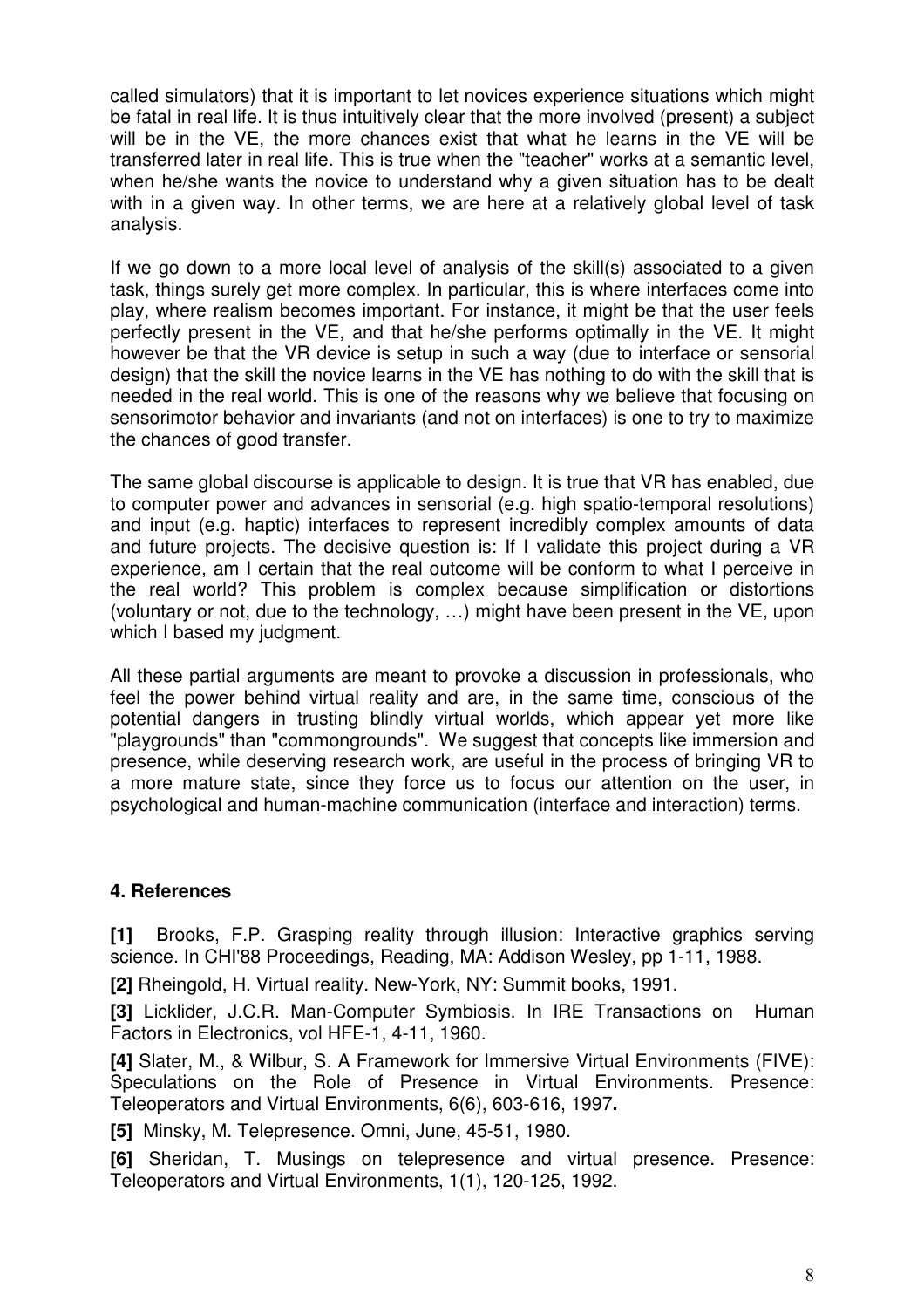called simulators) that it is important to let novices experience situations which might be fatal in real life. It is thus intuitively clear that the more involved (present) a subject will be in the VE, the more chances exist that what he learns in the VE will be transferred later in real life. This is true when the "teacher" works at a semantic level, when he/she wants the novice to understand why a given situation has to be dealt with in a given way. In other terms, we are here at a relatively global level of task analysis.

If we go down to a more local level of analysis of the skill(s) associated to a given task, things surely get more complex. In particular, this is where interfaces come into play, where realism becomes important. For instance, it might be that the user feels perfectly present in the VE, and that he/she performs optimally in the VE. It might however be that the VR device is setup in such a way (due to interface or sensorial design) that the skill the novice learns in the VE has nothing to do with the skill that is needed in the real world. This is one of the reasons why we believe that focusing on sensorimotor behavior and invariants (and not on interfaces) is one to try to maximize the chances of good transfer.

The same global discourse is applicable to design. It is true that VR has enabled, due to computer power and advances in sensorial (e.g. high spatio-temporal resolutions) and input (e.g. haptic) interfaces to represent incredibly complex amounts of data and future projects. The decisive question is: If I validate this project during a VR experience, am I certain that the real outcome will be conform to what I perceive in the real world? This problem is complex because simplification or distortions (voluntary or not, due to the technology, …) might have been present in the VE, upon which I based my judgment.

All these partial arguments are meant to provoke a discussion in professionals, who feel the power behind virtual reality and are, in the same time, conscious of the potential dangers in trusting blindly virtual worlds, which appear yet more like "playgrounds" than "commongrounds". We suggest that concepts like immersion and presence, while deserving research work, are useful in the process of bringing VR to a more mature state, since they force us to focus our attention on the user, in psychological and human-machine communication (interface and interaction) terms.

## 4. References

**[1]** Brooks, F.P. Grasping reality through illusion: Interactive graphics serving science. In CHI'88 Proceedings, Reading, MA: Addison Wesley, pp 1-11, 1988.

**[2]** Rheingold, H. Virtual reality. New-York, NY: Summit books, 1991.

**[3]** Licklider, J.C.R. Man-Computer Symbiosis. In IRE Transactions on Human Factors in Electronics, vol HFE-1, 4-11, 1960.

**[4]** Slater, M., & Wilbur, S. A Framework for Immersive Virtual Environments (FIVE): Speculations on the Role of Presence in Virtual Environments. Presence: Teleoperators and Virtual Environments, 6(6), 603-616, 1997.

**[5]** Minsky, M. Telepresence. Omni, June, 45-51, 1980.

**[6]** Sheridan, T. Musings on telepresence and virtual presence. Presence: Teleoperators and Virtual Environments, 1(1), 120-125, 1992.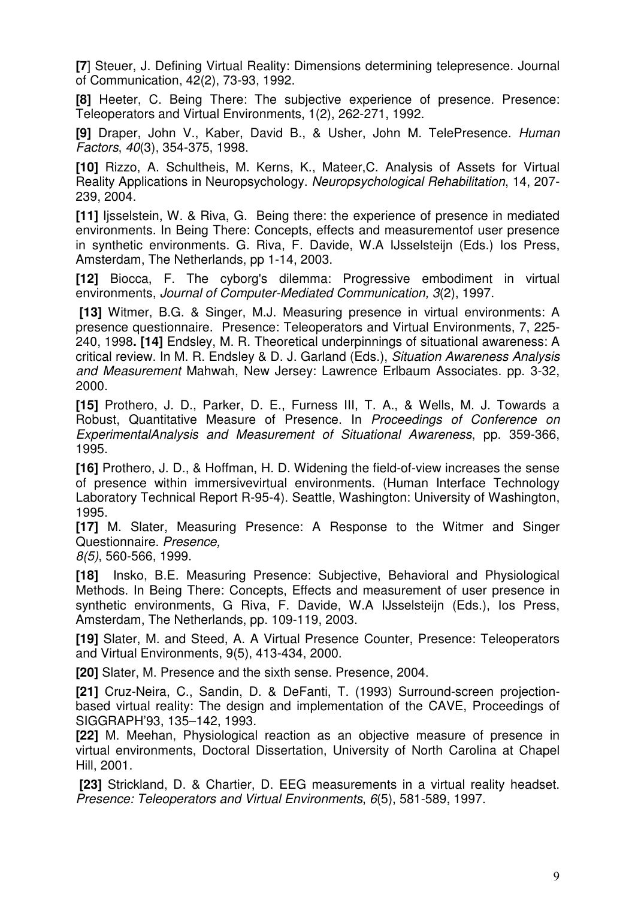**[7**] Steuer, J. Defining Virtual Reality: Dimensions determining telepresence. Journal of Communication, 42(2), 73-93, 1992.

**[8]** Heeter, C. Being There: The subjective experience of presence. Presence: Teleoperators and Virtual Environments, 1(2), 262-271, 1992.

**[9]** Draper, John V., Kaber, David B., & Usher, John M. TelePresence. *Human Factors*, *40*(3), 354-375, 1998.

**[10]** Rizzo, A. Schultheis, M. Kerns, K., Mateer,C. Analysis of Assets for Virtual Reality Applications in Neuropsychology. *Neuropsychological Rehabilitation*, 14, 207-239, 2004.

**[11]** Ijsselstein, W. & Riva, G. Being there: the experience of presence in mediated environments. In Being There: Concepts, effects and measurementof user presence in synthetic environments. G. Riva, F. Davide, W.A IJsselsteijn (Eds.) Ios Press, Amsterdam, The Netherlands, pp 1-14, 2003.

**[12]** Biocca, F. The cyborg's dilemma: Progressive embodiment in virtual environments, *Journal of Computer-Mediated Communication, 3*(2), 1997.

**[13]** Witmer, B.G. & Singer, M.J. Measuring presence in virtual environments: A presence questionnaire. Presence: Teleoperators and Virtual Environments, 7, 225-240, 1998**. [14]** Endsley, M. R. Theoretical underpinnings of situational awareness: A critical review. In M. R. Endsley & D. J. Garland (Eds.), *Situation Awareness Analysis and Measurement* Mahwah, New Jersey: Lawrence Erlbaum Associates. pp. 3-32, 2000.

**[15]** Prothero, J. D., Parker, D. E., Furness III, T. A., & Wells, M. J. Towards a Robust, Quantitative Measure of Presence. In *Proceedings of Conference on ExperimentalAnalysis and Measurement of Situational Awareness*, pp. 359-366, 1995.

**[16]** Prothero, J. D., & Hoffman, H. D. Widening the field-of-view increases the sense of presence within immersivevirtual environments. (Human Interface Technology Laboratory Technical Report R-95-4). Seattle, Washington: University of Washington, 1995.

**[17]** M. Slater, Measuring Presence: A Response to the Witmer and Singer Questionnaire. *Presence, 8(5)*, 560-566, 1999.

**[18]** Insko, B.E. Measuring Presence: Subjective, Behavioral and Physiological Methods. In Being There: Concepts, Effects and measurement of user presence in synthetic environments, G Riva, F. Davide, W.A IJsselsteijn (Eds.), Ios Press, Amsterdam, The Netherlands, pp. 109-119, 2003.

**[19]** Slater, M. and Steed, A. A Virtual Presence Counter, Presence: Teleoperators and Virtual Environments, 9(5), 413-434, 2000.

**[20]** Slater, M. Presence and the sixth sense. Presence, 2004.

**[21]** Cruz-Neira, C., Sandin, D. & DeFanti, T. (1993) Surround-screen projection-based virtual reality: The design and implementation of the CAVE, Proceedings of SIGGRAPH'93, 135–142, 1993.

**[22]** M. Meehan, Physiological reaction as an objective measure of presence in virtual environments, Doctoral Dissertation, University of North Carolina at Chapel Hill, 2001.

**[23]** Strickland, D. & Chartier, D. EEG measurements in a virtual reality headset. *Presence: Teleoperators and Virtual Environments*, *6*(5), 581-589, 1997.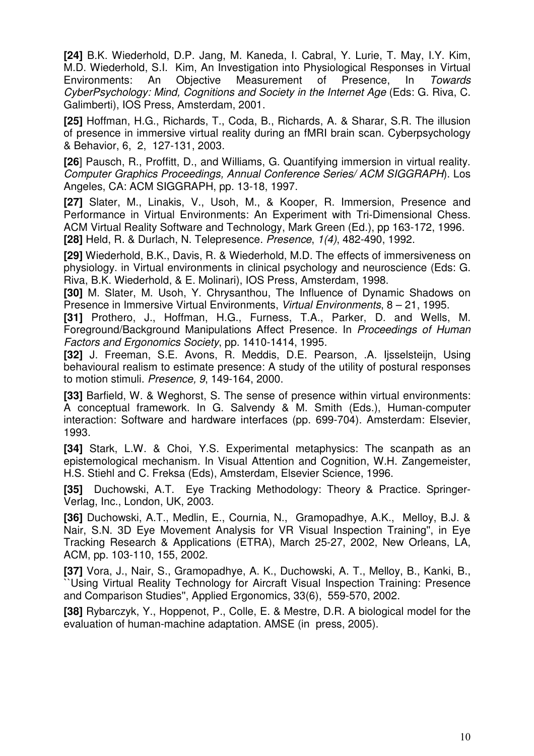**[24]** B.K. Wiederhold, D.P. Jang, M. Kaneda, I. Cabral, Y. Lurie, T. May, I.Y. Kim, M.D. Wiederhold, S.I. Kim, An Investigation into Physiological Responses in Virtual Environments: An Objective Measurement of Presence, In *Towards CyberPsychology: Mind, Cognitions and Society in the Internet Age* (Eds: G. Riva, C. Galimberti), IOS Press, Amsterdam, 2001.

**[25]** Hoffman, H.G., Richards, T., Coda, B., Richards, A. & Sharar, S.R. The illusion of presence in immersive virtual reality during an fMRI brain scan. Cyberpsychology & Behavior, 6, 2, 127-131, 2003.

**[26**] Pausch, R., Proffitt, D., and Williams, G. Quantifying immersion in virtual reality. *Computer Graphics Proceedings, Annual Conference Series/ ACM SIGGRAPH*). Los Angeles, CA: ACM SIGGRAPH, pp. 13-18, 1997.

**[27]** Slater, M., Linakis, V., Usoh, M., & Kooper, R. Immersion, Presence and Performance in Virtual Environments: An Experiment with Tri-Dimensional Chess. ACM Virtual Reality Software and Technology, Mark Green (Ed.), pp 163-172, 1996.

**[28]** Held, R. & Durlach, N. Telepresence. *Presence*, *1(4)*, 482-490, 1992.

**[29]** Wiederhold, B.K., Davis, R. & Wiederhold, M.D. The effects of immersiveness on physiology. in Virtual environments in clinical psychology and neuroscience (Eds: G. Riva, B.K. Wiederhold, & E. Molinari), IOS Press, Amsterdam, 1998.

**[30]** M. Slater, M. Usoh, Y. Chrysanthou, The Influence of Dynamic Shadows on Presence in Immersive Virtual Environments, *Virtual Environments*, 8 – 21, 1995.

**[31]** Prothero, J., Hoffman, H.G., Furness, T.A., Parker, D. and Wells, M. Foreground/Background Manipulations Affect Presence. In *Proceedings of Human Factors and Ergonomics Society*, pp. 1410-1414, 1995.

**[32]** J. Freeman, S.E. Avons, R. Meddis, D.E. Pearson, .A. Ijsselsteijn, Using behavioural realism to estimate presence: A study of the utility of postural responses to motion stimuli. *Presence, 9*, 149-164, 2000.

**[33]** Barfield, W. & Weghorst, S. The sense of presence within virtual environments: A conceptual framework. In G. Salvendy & M. Smith (Eds.), Human-computer interaction: Software and hardware interfaces (pp. 699-704). Amsterdam: Elsevier, 1993.

**[34]** Stark, L.W. & Choi, Y.S. Experimental metaphysics: The scanpath as an epistemological mechanism. In Visual Attention and Cognition, W.H. Zangemeister, H.S. Stiehl and C. Freksa (Eds), Amsterdam, Elsevier Science, 1996.

**[35]** Duchowski, A.T. Eye Tracking Methodology: Theory & Practice. Springer-Verlag, Inc., London, UK, 2003.

**[36]** Duchowski, A.T., Medlin, E., Cournia, N., Gramopadhye, A.K., Melloy, B.J. & Nair, S.N. 3D Eye Movement Analysis for VR Visual Inspection Training'', in Eye Tracking Research & Applications (ETRA), March 25-27, 2002, New Orleans, LA, ACM, pp. 103-110, 155, 2002.

**[37]** Vora, J., Nair, S., Gramopadhye, A. K., Duchowski, A. T., Melloy, B., Kanki, B., ``Using Virtual Reality Technology for Aircraft Visual Inspection Training: Presence and Comparison Studies'', Applied Ergonomics, 33(6), 559-570, 2002.

**[38]** Rybarczyk, Y., Hoppenot, P., Colle, E. & Mestre, D.R. A biological model for the evaluation of human-machine adaptation. AMSE (in press, 2005).